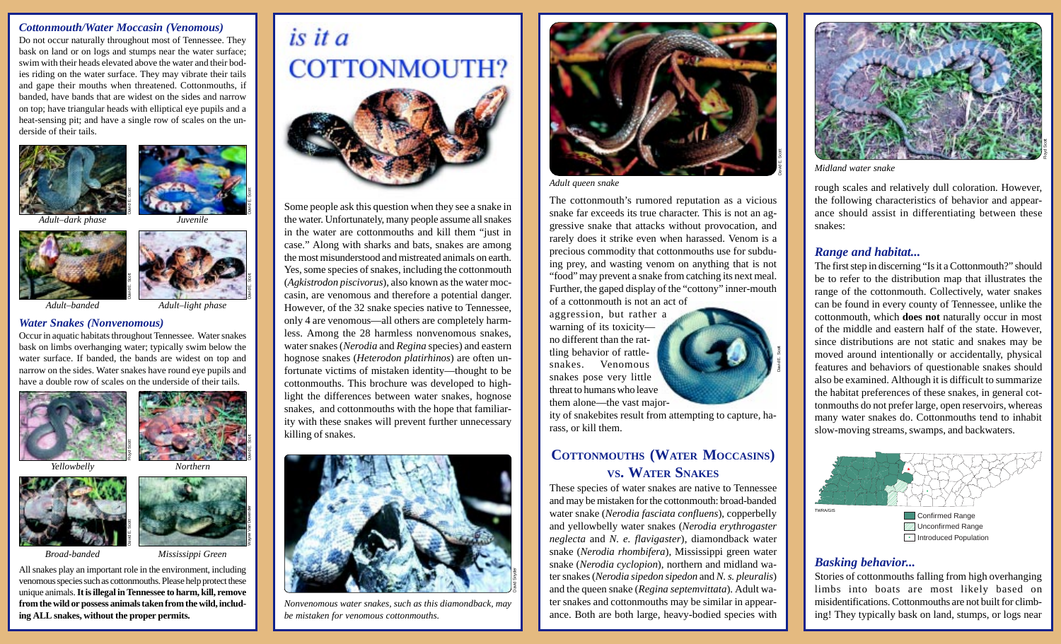### *Cottonmouth/Water Moccasin (Venomous)*

Do not occur naturally throughout most of Tennessee. They bask on land or on logs and stumps near the water surface; swim with their heads elevated above the water and their bodies riding on the water surface. They may vibrate their tails and gape their mouths when threatened. Cottonmouths, if banded, have bands that are widest on the sides and narrow on top; have triangular heads with elliptical eye pupils and a heat-sensing pit; and have a single row of scales on the underside of their tails.

*Adult–dark phase* *Juvenile*

*Adult–banded* *Adult–light phase*

### *Water Snakes (Nonvenomous)*

Occur in aquatic habitats throughout Tennessee. Water snakes bask on limbs overhanging water; typically swim below the water surface. If banded, the bands are widest on top and narrow on the sides. Water snakes have round eye pupils and have a double row of scales on the underside of their tails.

*Yellowbelly* *Northern*

*Broad-banded* *Mississippi Green*

All snakes play an important role in the environment, including venomous species such as cottonmouths. Please help protect these unique animals. **It is illegal in Tennessee to harm, kill, remove from the wild or possess animals taken from the wild, including ALL snakes, without the proper permits.**

# *is it a* COTTONMOUTH?

Some people ask this question when they see a snake in the water. Unfortunately, many people assume all snakes in the water are cottonmouths and kill them "just in case." Along with sharks and bats, snakes are among the most misunderstood and mistreated animals on earth. Yes, some species of snakes, including the cottonmouth (*Agkistrodon piscivorus*), also known as the water moccasin, are venomous and therefore a potential danger. However, of the 32 snake species native to Tennessee, only 4 are venomous—all others are completely harmless. Among the 28 harmless nonvenomous snakes, water snakes (*Nerodia* and *Regina* species) and eastern hognose snakes (*Heterodon platirhinos*) are often unfortunate victims of mistaken identity—thought to be cottonmouths. This brochure was developed to highlight the differences between water snakes, hognose snakes, and cottonmouths with the hope that familiarity with these snakes will prevent further unnecessary killing of snakes.

*Nonvenomous water snakes, such as this diamondback, may be mistaken for venomous cottonmouths.*

*Adult queen snake*

The cottonmouth's rumored reputation as a vicious snake far exceeds its true character. This is not an aggressive snake that attacks without provocation, and rarely does it strike even when harassed. Venom is a precious commodity that cottonmouths use for subduing prey, and wasting venom on anything that is not "food" may prevent a snake from catching its next meal. Further, the gaped display of the "cottony" inner-mouth of a cottonmouth is not an act of aggression, but rather a warning of its toxicity—no different than the rattling behavior of rattlesnakes. Venomous snakes pose very little threat to humans who leave them alone—the vast majority of snakebites result from attempting to capture, harass, or kill them.

## Cottonmouths (Water Moccasins) vs. Water Snakes

These species of water snakes are native to Tennessee and may be mistaken for the cottonmouth: broad-banded water snake (*Nerodia fasciata confluens*), copperbelly and yellowbelly water snakes (*Nerodia erythrogaster neglecta* and *N. e. flavigaster*), diamondback water snake (*Nerodia rhombifera*), Mississippi green water snake (*Nerodia cyclopion*), northern and midland water snakes (*Nerodia sipedon sipedon* and *N. s. pleuralis*) and the queen snake (*Regina septemvittata*). Adult water snakes and cottonmouths may be similar in appearance. Both are both large, heavy-bodied species with rough scales and relatively dull coloration. However, the following characteristics of behavior and appearance should assist in differentiating between these snakes:

*Midland water snake*

### *Range and habitat...*

The first step in discerning "Is it a Cottonmouth?" should be to refer to the distribution map that illustrates the range of the cottonmouth. Collectively, water snakes can be found in every county of Tennessee, unlike the cottonmouth, which **does not** naturally occur in most of the middle and eastern half of the state. However, since distributions are not static and snakes may be moved around intentionally or accidentally, physical features and behaviors of questionable snakes should also be examined. Although it is difficult to summarize the habitat preferences of these snakes, in general cottonmouths do not prefer large, open reservoirs, whereas many water snakes do. Cottonmouths tend to inhabit slow-moving streams, swamps, and backwaters.

TWRA/GIS

Confirmed Range
Unconfirmed Range
Introduced Population

### *Basking behavior...*

Stories of cottonmouths falling from high overhanging limbs into boats are most likely based on misidentifications. Cottonmouths are not built for climbing! They typically bask on land, stumps, or logs near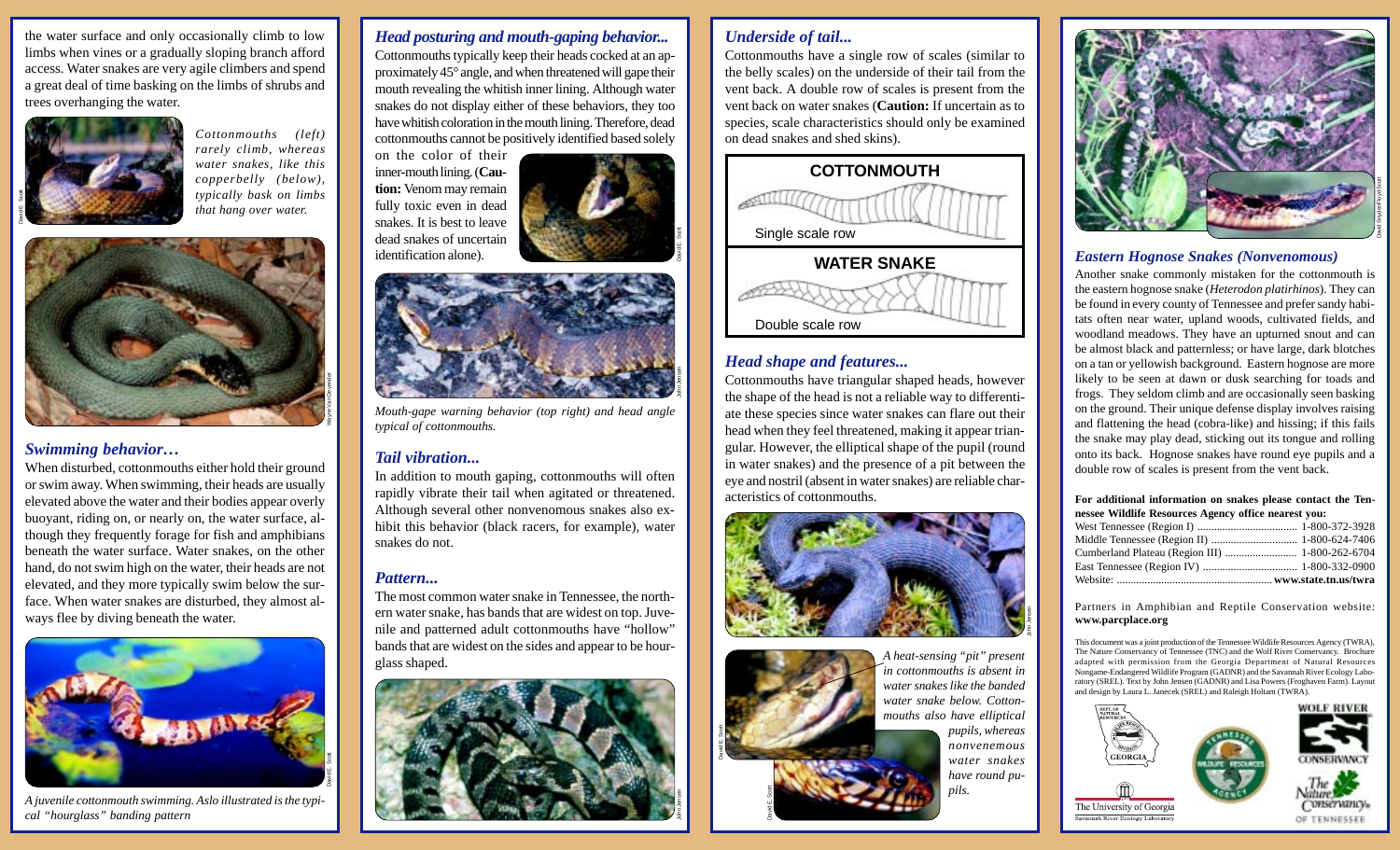the water surface and only occasionally climb to low limbs when vines or a gradually sloping branch afford access. Water snakes are very agile climbers and spend a great deal of time basking on the limbs of shrubs and trees overhanging the water.

*Cottonmouths (left) rarely climb, whereas water snakes, like this copperbelly (below), typically bask on limbs that hang over water.*

### *Swimming behavior…*

When disturbed, cottonmouths either hold their ground or swim away. When swimming, their heads are usually elevated above the water and their bodies appear overly buoyant, riding on, or nearly on, the water surface, although they frequently forage for fish and amphibians beneath the water surface. Water snakes, on the other hand, do not swim high on the water, their heads are not elevated, and they more typically swim below the surface. When water snakes are disturbed, they almost always flee by diving beneath the water.

*A juvenile cottonmouth swimming. Aslo illustrated is the typical "hourglass" banding pattern*

### *Head posturing and mouth-gaping behavior...*

Cottonmouths typically keep their heads cocked at an approximately 45° angle, and when threatened will gape their mouth revealing the whitish inner lining. Although water snakes do not display either of these behaviors, they too have whitish coloration in the mouth lining. Therefore, dead cottonmouths cannot be positively identified based solely on the color of their inner-mouth lining. (**Caution:** Venom may remain fully toxic even in dead snakes. It is best to leave dead snakes of uncertain identification alone).

*Mouth-gape warning behavior (top right) and head angle typical of cottonmouths.*

### *Tail vibration...*

In addition to mouth gaping, cottonmouths will often rapidly vibrate their tail when agitated or threatened. Although several other nonvenomous snakes also exhibit this behavior (black racers, for example), water snakes do not.

### *Pattern...*

The most common water snake in Tennessee, the northern water snake, has bands that are widest on top. Juvenile and patterned adult cottonmouths have "hollow" bands that are widest on the sides and appear to be hourglass shaped.

### *Underside of tail...*

Cottonmouths have a single row of scales (similar to the belly scales) on the underside of their tail from the vent back. A double row of scales is present from the vent back on water snakes (**Caution:** If uncertain as to species, scale characteristics should only be examined on dead snakes and shed skins).

**COTTONMOUTH**

Single scale row

**WATER SNAKE**

Double scale row

### *Head shape and features...*

Cottonmouths have triangular shaped heads, however the shape of the head is not a reliable way to differentiate these species since water snakes can flare out their head when they feel threatened, making it appear triangular. However, the elliptical shape of the pupil (round in water snakes) and the presence of a pit between the eye and nostril (absent in water snakes) are reliable characteristics of cottonmouths.

*A heat-sensing "pit" present in cottonmouths is absent in water snakes like the banded water snake below. Cottonmouths also have elliptical pupils, whereas nonvenemous water snakes have round pupils.*

### *Eastern Hognose Snakes (Nonvenomous)*

Another snake commonly mistaken for the cottonmouth is the eastern hognose snake (*Heterodon platirhinos*). They can be found in every county of Tennessee and prefer sandy habitats often near water, upland woods, cultivated fields, and woodland meadows. They have an upturned snout and can be almost black and patternless; or have large, dark blotches on a tan or yellowish background. Eastern hognose are more likely to be seen at dawn or dusk searching for toads and frogs. They seldom climb and are occasionally seen basking on the ground. Their unique defense display involves raising and flattening the head (cobra-like) and hissing; if this fails the snake may play dead, sticking out its tongue and rolling onto its back. Hognose snakes have round eye pupils and a double row of scales is present from the vent back.

**For additional information on snakes please contact the Tennessee Wildlife Resources Agency office nearest you:**

West Tennessee (Region I) .................................. 1-800-372-3928
Middle Tennessee (Region II) .............................. 1-800-624-7406
Cumberland Plateau (Region III) ......................... 1-800-262-6704
East Tennessee (Region IV) ................................ 1-800-332-0900
Website: ....................................................... **www.state.tn.us/twra**

Partners in Amphibian and Reptile Conservation website: **www.parcplace.org**

This document was a joint production of the Tennessee Wildlife Resources Agency (TWRA), The Nature Conservancy of Tennessee (TNC) and the Wolf River Conservancy. Brochure adapted with permission from the Georgia Department of Natural Resources Nongame-Endangered Wildlife Program (GADNR) and the Savannah River Ecology Laboratory (SREL). Text by John Jensen (GADNR) and Lisa Powers (Froghaven Farm). Layout and design by Laura L. Janecek (SREL) and Raleigh Holtam (TWRA).